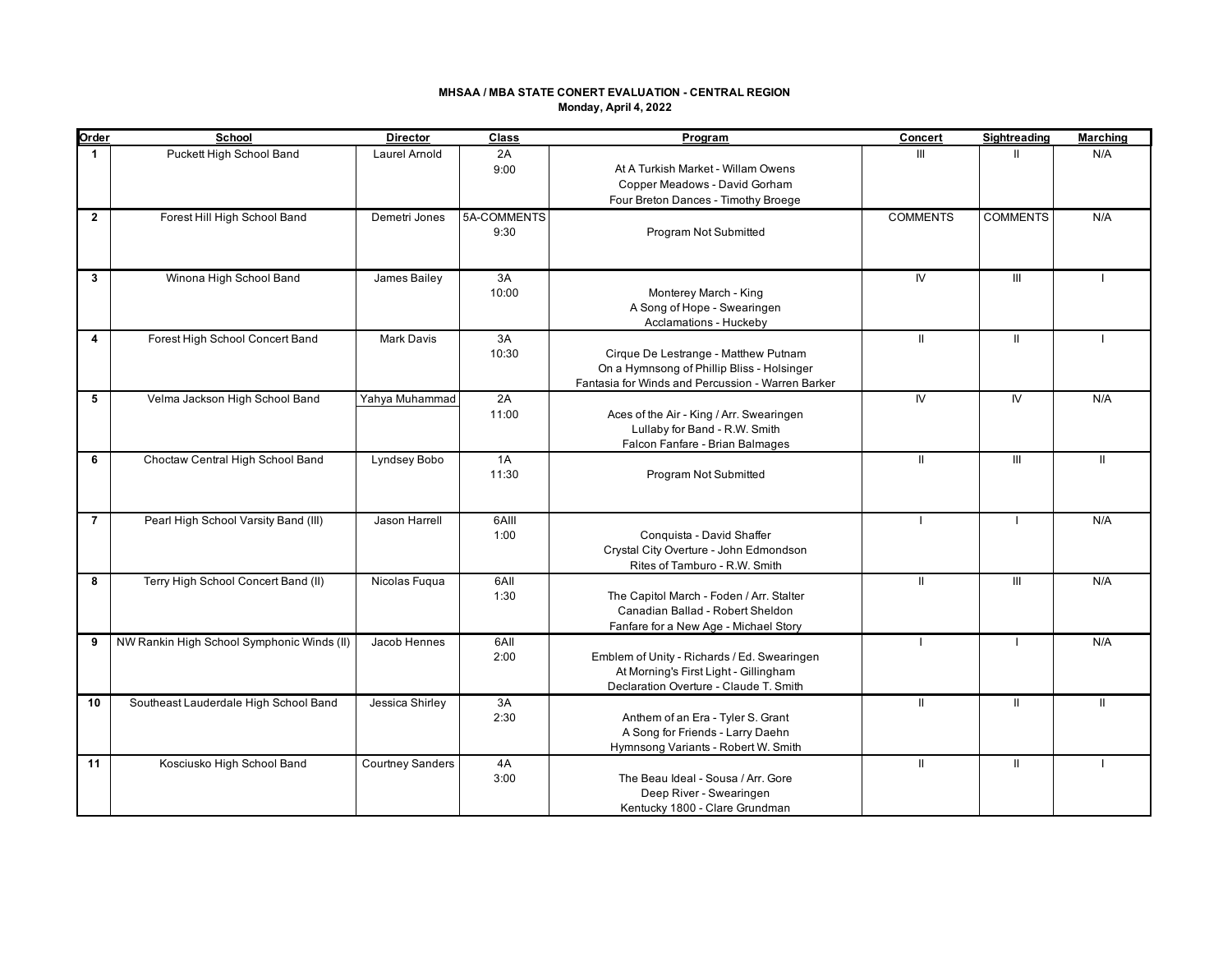**MHSAA / MBA STATE CONERT EVALUATION - CENTRAL REGION**
**Monday, April 4, 2022**

| Order | School | Director | Class | Program | Concert | Sightreading | Marching |
|---|---|---|---|---|---|---|---|
| 1 | Puckett High School Band | Laurel Arnold | 2A<br>9:00 | At A Turkish Market - Willam Owens<br>Copper Meadows - David Gorham<br>Four Breton Dances - Timothy Broege | III | II | N/A |
| 2 | Forest Hill High School Band | Demetri Jones | 5A-COMMENTS<br>9:30 | Program Not Submitted | COMMENTS | COMMENTS | N/A |
| 3 | Winona High School Band | James Bailey | 3A<br>10:00 | Monterey March - King<br>A Song of Hope - Swearingen<br>Acclamations - Huckeby | IV | III | I |
| 4 | Forest High School Concert Band | Mark Davis | 3A<br>10:30 | Cirque De Lestrange - Matthew Putnam<br>On a Hymnsong of Phillip Bliss - Holsinger<br>Fantasia for Winds and Percussion - Warren Barker | II | II | I |
| 5 | Velma Jackson High School Band | Yahya Muhammad | 2A<br>11:00 | Aces of the Air - King / Arr. Swearingen<br>Lullaby for Band - R.W. Smith<br>Falcon Fanfare - Brian Balmages | IV | IV | N/A |
| 6 | Choctaw Central High School Band | Lyndsey Bobo | 1A<br>11:30 | Program Not Submitted | II | III | II |
| 7 | Pearl High School Varsity Band (III) | Jason Harrell | 6AIII<br>1:00 | Conquista - David Shaffer<br>Crystal City Overture - John Edmondson<br>Rites of Tamburo - R.W. Smith | I | I | N/A |
| 8 | Terry High School Concert Band (II) | Nicolas Fuqua | 6AII<br>1:30 | The Capitol March - Foden / Arr. Stalter<br>Canadian Ballad - Robert Sheldon<br>Fanfare for a New Age - Michael Story | II | III | N/A |
| 9 | NW Rankin High School Symphonic Winds (II) | Jacob Hennes | 6AII<br>2:00 | Emblem of Unity - Richards / Ed. Swearingen<br>At Morning's First Light - Gillingham<br>Declaration Overture - Claude T. Smith | I | I | N/A |
| 10 | Southeast Lauderdale High School Band | Jessica Shirley | 3A<br>2:30 | Anthem of an Era - Tyler S. Grant<br>A Song for Friends - Larry Daehn<br>Hymnsong Variants - Robert W. Smith | II | II | II |
| 11 | Kosciusko High School Band | Courtney Sanders | 4A<br>3:00 | The Beau Ideal - Sousa / Arr. Gore<br>Deep River - Swearingen<br>Kentucky 1800 - Clare Grundman | II | II | I |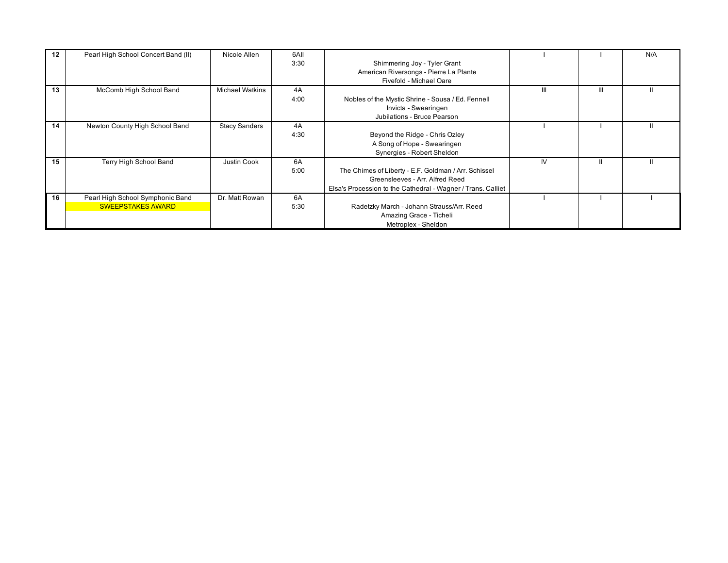| 12 | Pearl High School Concert Band (II) | Nicole Allen | 6AII<br>3:30 | Shimmering Joy - Tyler Grant<br>American Riversongs - Pierre La Plante<br>Fivefold - Michael Oare | I | I | N/A |
|---|---|---|---|---|---|---|---|
| 13 | McComb High School Band | Michael Watkins | 4A<br>4:00 | Nobles of the Mystic Shrine - Sousa / Ed. Fennell<br>Invicta - Swearingen<br>Jubilations - Bruce Pearson | III | III | II |
| 14 | Newton County High School Band | Stacy Sanders | 4A<br>4:30 | Beyond the Ridge - Chris Ozley<br>A Song of Hope - Swearingen<br>Synergies - Robert Sheldon | I | I | II |
| 15 | Terry High School Band | Justin Cook | 6A<br>5:00 | The Chimes of Liberty - E.F. Goldman / Arr. Schissel<br>Greensleeves - Arr. Alfred Reed<br>Elsa's Procession to the Cathedral - Wagner / Trans. Calliet | IV | II | II |
| 16 | Pearl High School Symphonic Band<br>SWEEPSTAKES AWARD | Dr. Matt Rowan | 6A<br>5:30 | Radetzky March - Johann Strauss/Arr. Reed<br>Amazing Grace - Ticheli<br>Metroplex - Sheldon | I | I | I |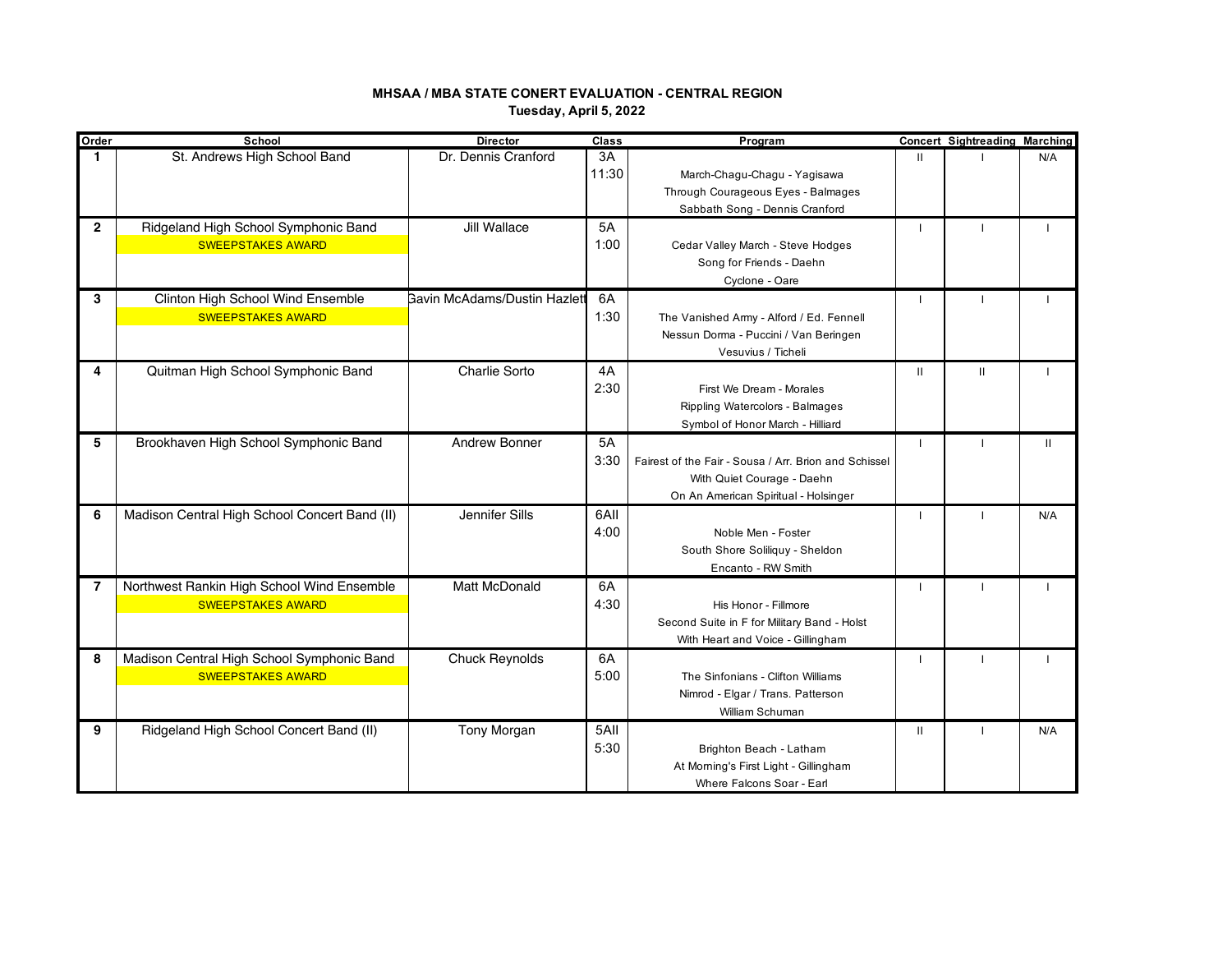**MHSAA / MBA STATE CONERT EVALUATION - CENTRAL REGION**
**Tuesday, April 5, 2022**

| Order | School | Director | Class | Program | Concert | Sightreading | Marching |
|---|---|---|---|---|---|---|---|
| 1 | St. Andrews High School Band | Dr. Dennis Cranford | 3A<br>11:30 | March-Chagu-Chagu - Yagisawa<br>Through Courageous Eyes - Balmages<br>Sabbath Song - Dennis Cranford | II | I | N/A |
| 2 | Ridgeland High School Symphonic Band<br>SWEEPSTAKES AWARD | Jill Wallace | 5A<br>1:00 | Cedar Valley March - Steve Hodges<br>Song for Friends - Daehn<br>Cyclone - Oare | I | I | I |
| 3 | Clinton High School Wind Ensemble<br>SWEEPSTAKES AWARD | Gavin McAdams/Dustin Hazlett | 6A<br>1:30 | The Vanished Army - Alford / Ed. Fennell<br>Nessun Dorma - Puccini / Van Beringen<br>Vesuvius / Ticheli | I | I | I |
| 4 | Quitman High School Symphonic Band | Charlie Sorto | 4A<br>2:30 | First We Dream - Morales<br>Rippling Watercolors - Balmages<br>Symbol of Honor March - Hilliard | II | II | I |
| 5 | Brookhaven High School Symphonic Band | Andrew Bonner | 5A<br>3:30 | Fairest of the Fair - Sousa / Arr. Brion and Schissel<br>With Quiet Courage - Daehn<br>On An American Spiritual - Holsinger | I | I | II |
| 6 | Madison Central High School Concert Band (II) | Jennifer Sills | 6AII<br>4:00 | Noble Men - Foster<br>South Shore Soliliquy - Sheldon<br>Encanto - RW Smith | I | I | N/A |
| 7 | Northwest Rankin High School Wind Ensemble<br>SWEEPSTAKES AWARD | Matt McDonald | 6A<br>4:30 | His Honor - Fillmore<br>Second Suite in F for Military Band - Holst<br>With Heart and Voice - Gillingham | I | I | I |
| 8 | Madison Central High School Symphonic Band<br>SWEEPSTAKES AWARD | Chuck Reynolds | 6A<br>5:00 | The Sinfonians - Clifton Williams<br>Nimrod - Elgar / Trans. Patterson<br>William Schuman | I | I | I |
| 9 | Ridgeland High School Concert Band (II) | Tony Morgan | 5AII<br>5:30 | Brighton Beach - Latham<br>At Morning's First Light - Gillingham<br>Where Falcons Soar - Earl | II | I | N/A |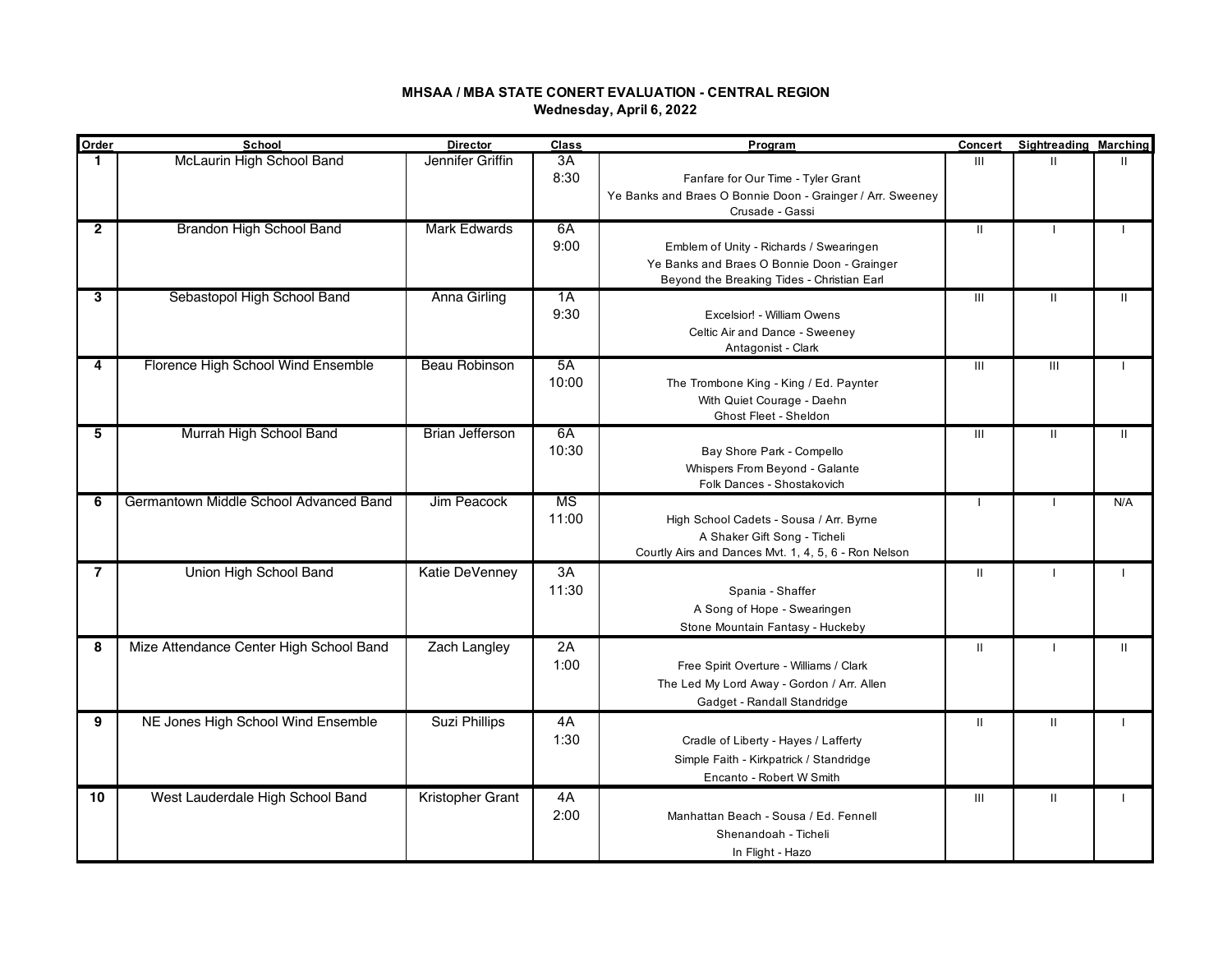**MHSAA / MBA STATE CONERT EVALUATION - CENTRAL REGION**
**Wednesday, April 6, 2022**

| Order | School | Director | Class | Program | Concert | Sightreading | Marching |
|---|---|---|---|---|---|---|---|
| 1 | McLaurin High School Band | Jennifer Griffin | 3A<br>8:30 | Fanfare for Our Time - Tyler Grant<br>Ye Banks and Braes O Bonnie Doon - Grainger / Arr. Sweeney<br>Crusade - Gassi | III | II | II |
| 2 | Brandon High School Band | Mark Edwards | 6A<br>9:00 | Emblem of Unity - Richards / Swearingen<br>Ye Banks and Braes O Bonnie Doon - Grainger<br>Beyond the Breaking Tides - Christian Earl | II | I | I |
| 3 | Sebastopol High School Band | Anna Girling | 1A<br>9:30 | Excelsior! - William Owens<br>Celtic Air and Dance - Sweeney<br>Antagonist - Clark | III | II | II |
| 4 | Florence High School Wind Ensemble | Beau Robinson | 5A<br>10:00 | The Trombone King - King / Ed. Paynter<br>With Quiet Courage - Daehn<br>Ghost Fleet - Sheldon | III | III | I |
| 5 | Murrah High School Band | Brian Jefferson | 6A<br>10:30 | Bay Shore Park - Compello<br>Whispers From Beyond - Galante<br>Folk Dances - Shostakovich | III | II | II |
| 6 | Germantown Middle School Advanced Band | Jim Peacock | MS<br>11:00 | High School Cadets - Sousa / Arr. Byrne<br>A Shaker Gift Song - Ticheli<br>Courtly Airs and Dances Mvt. 1, 4, 5, 6 - Ron Nelson | I | I | N/A |
| 7 | Union High School Band | Katie DeVenney | 3A<br>11:30 | Spania - Shaffer<br>A Song of Hope - Swearingen<br>Stone Mountain Fantasy - Huckeby | II | I | I |
| 8 | Mize Attendance Center High School Band | Zach Langley | 2A<br>1:00 | Free Spirit Overture - Williams / Clark<br>The Led My Lord Away - Gordon / Arr. Allen<br>Gadget - Randall Standridge | II | I | II |
| 9 | NE Jones High School Wind Ensemble | Suzi Phillips | 4A<br>1:30 | Cradle of Liberty - Hayes / Lafferty<br>Simple Faith - Kirkpatrick / Standridge<br>Encanto - Robert W Smith | II | II | I |
| 10 | West Lauderdale High School Band | Kristopher Grant | 4A<br>2:00 | Manhattan Beach - Sousa / Ed. Fennell<br>Shenandoah - Ticheli<br>In Flight - Hazo | III | II | I |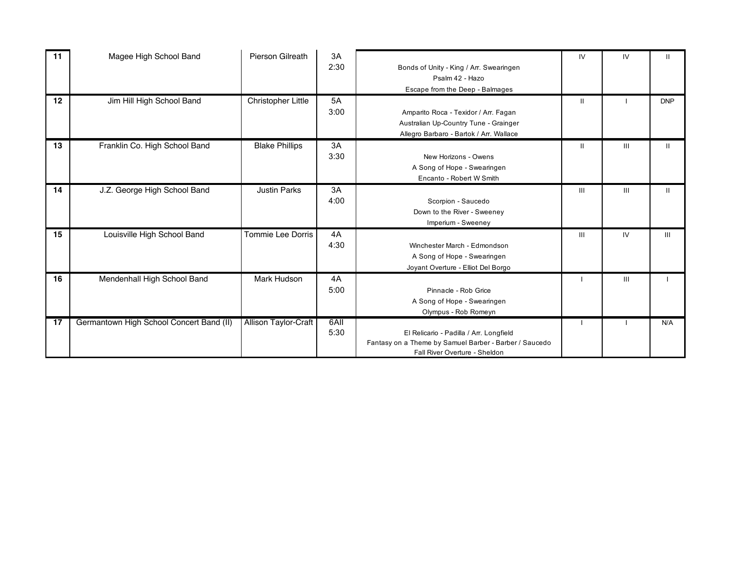| | | | | | | | |
|---|---|---|---|---|---|---|---|
| 11 | Magee High School Band | Pierson Gilreath | 3A 2:30 | Bonds of Unity - King / Arr. Swearingen<br>Psalm 42 - Hazo<br>Escape from the Deep - Balmages | IV | IV | II |
| 12 | Jim Hill High School Band | Christopher Little | 5A 3:00 | Amparito Roca - Texidor / Arr. Fagan<br>Australian Up-Country Tune - Grainger<br>Allegro Barbaro - Bartok / Arr. Wallace | II | I | DNP |
| 13 | Franklin Co. High School Band | Blake Phillips | 3A 3:30 | New Horizons - Owens<br>A Song of Hope - Swearingen<br>Encanto - Robert W Smith | II | III | II |
| 14 | J.Z. George High School Band | Justin Parks | 3A 4:00 | Scorpion - Saucedo<br>Down to the River - Sweeney<br>Imperium - Sweeney | III | III | II |
| 15 | Louisville High School Band | Tommie Lee Dorris | 4A 4:30 | Winchester March - Edmondson<br>A Song of Hope - Swearingen<br>Joyant Overture - Elliot Del Borgo | III | IV | III |
| 16 | Mendenhall High School Band | Mark Hudson | 4A 5:00 | Pinnacle - Rob Grice<br>A Song of Hope - Swearingen<br>Olympus - Rob Romeyn | I | III | I |
| 17 | Germantown High School Concert Band (II) | Allison Taylor-Craft | 6AII 5:30 | El Relicario - Padilla / Arr. Longfield<br>Fantasy on a Theme by Samuel Barber - Barber / Saucedo<br>Fall River Overture - Sheldon | I | I | N/A |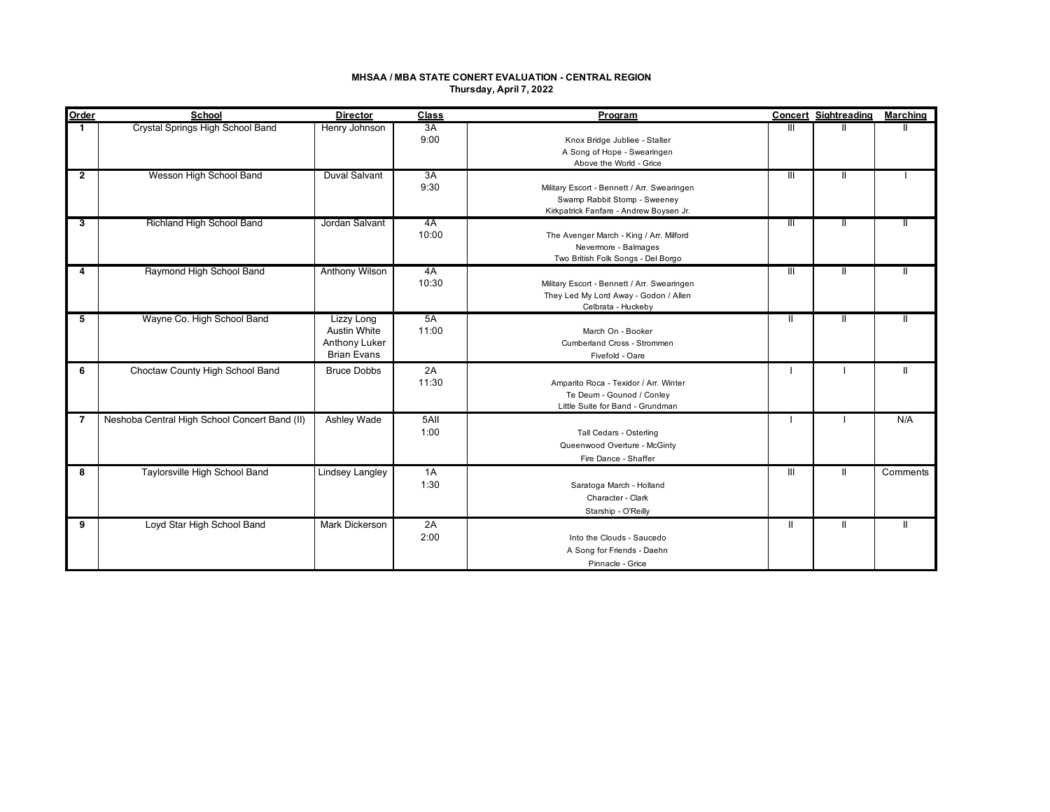**MHSAA / MBA STATE CONERT EVALUATION - CENTRAL REGION**
**Thursday, April 7, 2022**

| Order | School | Director | Class | Program | Concert | Sightreading | Marching |
|---|---|---|---|---|---|---|---|
| 1 | Crystal Springs High School Band | Henry Johnson | 3A<br>9:00 | Knox Bridge Jubliee - Stalter<br>A Song of Hope - Swearingen<br>Above the World - Grice | III | II | II |
| 2 | Wesson High School Band | Duval Salvant | 3A<br>9:30 | Military Escort - Bennett / Arr. Swearingen<br>Swamp Rabbit Stomp - Sweeney<br>Kirkpatrick Fanfare - Andrew Boysen Jr. | III | II | I |
| 3 | Richland High School Band | Jordan Salvant | 4A<br>10:00 | The Avenger March - King / Arr. Milford<br>Nevermore - Balmages<br>Two British Folk Songs - Del Borgo | III | II | II |
| 4 | Raymond High School Band | Anthony Wilson | 4A<br>10:30 | Military Escort - Bennett / Arr. Swearingen<br>They Led My Lord Away - Godon / Allen<br>Celbrata - Huckeby | III | II | II |
| 5 | Wayne Co. High School Band | Lizzy Long<br>Austin White<br>Anthony Luker<br>Brian Evans | 5A<br>11:00 | March On - Booker<br>Cumberland Cross - Strommen<br>Fivefold - Oare | II | II | II |
| 6 | Choctaw County High School Band | Bruce Dobbs | 2A<br>11:30 | Amparito Roca - Texidor / Arr. Winter<br>Te Deum - Gounod / Conley<br>Little Suite for Band - Grundman | I | I | II |
| 7 | Neshoba Central High School Concert Band (II) | Ashley Wade | 5AII<br>1:00 | Tall Cedars - Osterling<br>Queenwood Overture - McGinty<br>Fire Dance - Shaffer | I | I | N/A |
| 8 | Taylorsville High School Band | Lindsey Langley | 1A<br>1:30 | Saratoga March - Holland<br>Character - Clark<br>Starship - O'Reilly | III | II | Comments |
| 9 | Loyd Star High School Band | Mark Dickerson | 2A<br>2:00 | Into the Clouds - Saucedo<br>A Song for Friends - Daehn<br>Pinnacle - Grice | II | II | II |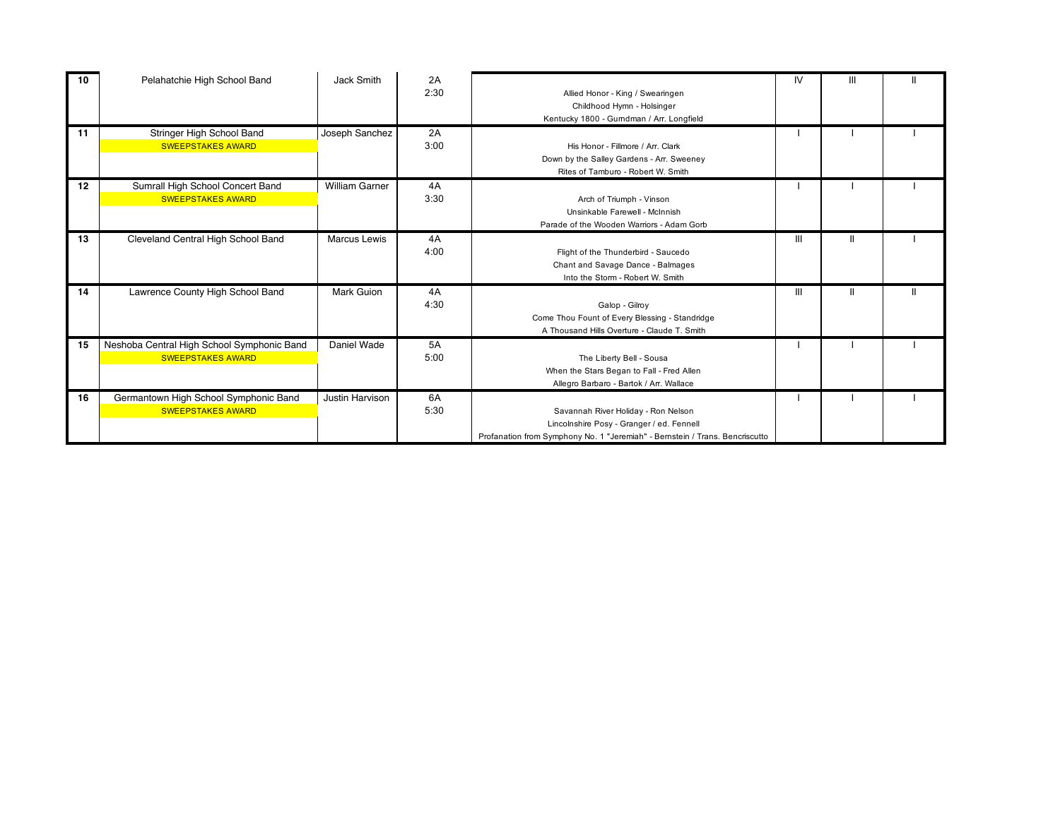| # | Band | Director | Class / Time | Selections | | | |
|---|---|---|---|---|---|---|---|
| 10 | Pelahatchie High School Band | Jack Smith | 2A<br>2:30 | Allied Honor - King / Swearingen<br>Childhood Hymn - Holsinger<br>Kentucky 1800 - Gurndman / Arr. Longfield | IV | III | II |
| 11 | Stringer High School Band<br>SWEEPSTAKES AWARD | Joseph Sanchez | 2A<br>3:00 | His Honor - Fillmore / Arr. Clark<br>Down by the Salley Gardens - Arr. Sweeney<br>Rites of Tamburo - Robert W. Smith | I | I | I |
| 12 | Sumrall High School Concert Band<br>SWEEPSTAKES AWARD | William Garner | 4A<br>3:30 | Arch of Triumph - Vinson<br>Unsinkable Farewell - McInnish<br>Parade of the Wooden Warriors - Adam Gorb | I | I | I |
| 13 | Cleveland Central High School Band | Marcus Lewis | 4A<br>4:00 | Flight of the Thunderbird - Saucedo<br>Chant and Savage Dance - Balmages<br>Into the Storm - Robert W. Smith | III | II | I |
| 14 | Lawrence County High School Band | Mark Guion | 4A<br>4:30 | Galop - Gilroy<br>Come Thou Fount of Every Blessing - Standridge<br>A Thousand Hills Overture - Claude T. Smith | III | II | II |
| 15 | Neshoba Central High School Symphonic Band<br>SWEEPSTAKES AWARD | Daniel Wade | 5A<br>5:00 | The Liberty Bell - Sousa<br>When the Stars Began to Fall - Fred Allen<br>Allegro Barbaro - Bartok / Arr. Wallace | I | I | I |
| 16 | Germantown High School Symphonic Band<br>SWEEPSTAKES AWARD | Justin Harvison | 6A<br>5:30 | Savannah River Holiday - Ron Nelson<br>Lincolnshire Posy - Granger / ed. Fennell<br>Profanation from Symphony No. 1 "Jeremiah" - Bernstein / Trans. Bencriscutto | I | I | I |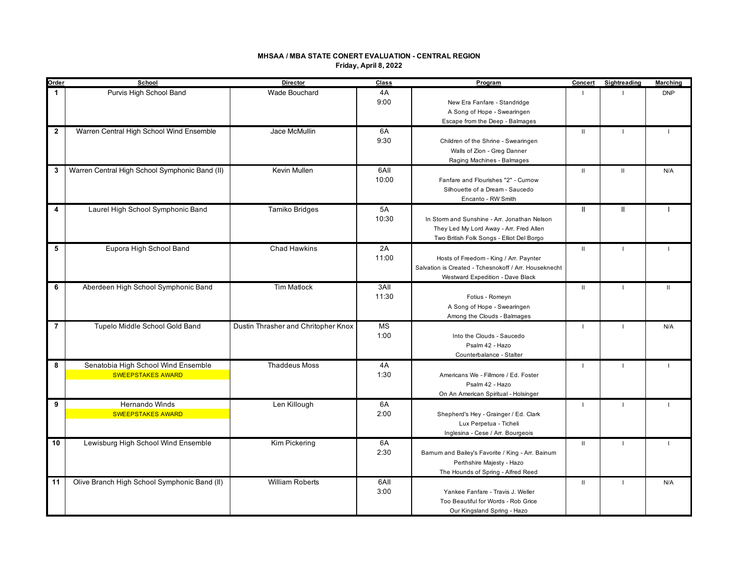**MHSAA / MBA STATE CONERT EVALUATION - CENTRAL REGION**

**Friday, April 8, 2022**

| Order | School | Director | Class | Program | Concert | Sightreading | Marching |
|---|---|---|---|---|---|---|---|
| 1 | Purvis High School Band | Wade Bouchard | 4A<br>9:00 | New Era Fanfare - Standridge<br>A Song of Hope - Swearingen<br>Escape from the Deep - Balmages | I | I | DNP |
| 2 | Warren Central High School Wind Ensemble | Jace McMullin | 6A<br>9:30 | Children of the Shrine - Swearingen<br>Walls of Zion - Greg Danner<br>Raging Machines - Balmages | II | I | I |
| 3 | Warren Central High School Symphonic Band (II) | Kevin Mullen | 6AII<br>10:00 | Fanfare and Flourishes "2" - Curnow<br>Silhouette of a Dream - Saucedo<br>Encanto - RW Smith | II | II | N/A |
| 4 | Laurel High School Symphonic Band | Tamiko Bridges | 5A<br>10:30 | In Storm and Sunshine - Arr. Jonathan Nelson<br>They Led My Lord Away - Arr. Fred Allen<br>Two British Folk Songs - Elliot Del Borgo | II | II | I |
| 5 | Eupora High School Band | Chad Hawkins | 2A<br>11:00 | Hosts of Freedom - King / Arr. Paynter<br>Salvation is Created - Tchesnokoff / Arr. Houseknecht<br>Westward Expedition - Dave Black | II | I | I |
| 6 | Aberdeen High School Symphonic Band | Tim Matlock | 3AII<br>11:30 | Fotius - Romeyn<br>A Song of Hope - Swearingen<br>Among the Clouds - Balmages | II | I | II |
| 7 | Tupelo Middle School Gold Band | Dustin Thrasher and Chritopher Knox | MS<br>1:00 | Into the Clouds - Saucedo<br>Psalm 42 - Hazo<br>Counterbalance - Stalter | I | I | N/A |
| 8 | Senatobia High School Wind Ensemble<br>SWEEPSTAKES AWARD | Thaddeus Moss | 4A<br>1:30 | Americans We - Fillmore / Ed. Foster<br>Psalm 42 - Hazo<br>On An American Spiritual - Holsinger | I | I | I |
| 9 | Hernando Winds<br>SWEEPSTAKES AWARD | Len Killough | 6A<br>2:00 | Shepherd's Hey - Grainger / Ed. Clark<br>Lux Perpetua - Ticheli<br>Inglesina - Cese / Arr. Bourgeois | I | I | I |
| 10 | Lewisburg High School Wind Ensemble | Kim Pickering | 6A<br>2:30 | Barnum and Bailey's Favorite / King - Arr. Bainum<br>Perthshire Majesty - Hazo<br>The Hounds of Spring - Alfred Reed | II | I | I |
| 11 | Olive Branch High School Symphonic Band (II) | William Roberts | 6AII<br>3:00 | Yankee Fanfare - Travis J. Weller<br>Too Beautiful for Words - Rob Grice<br>Our Kingsland Spring - Hazo | II | I | N/A |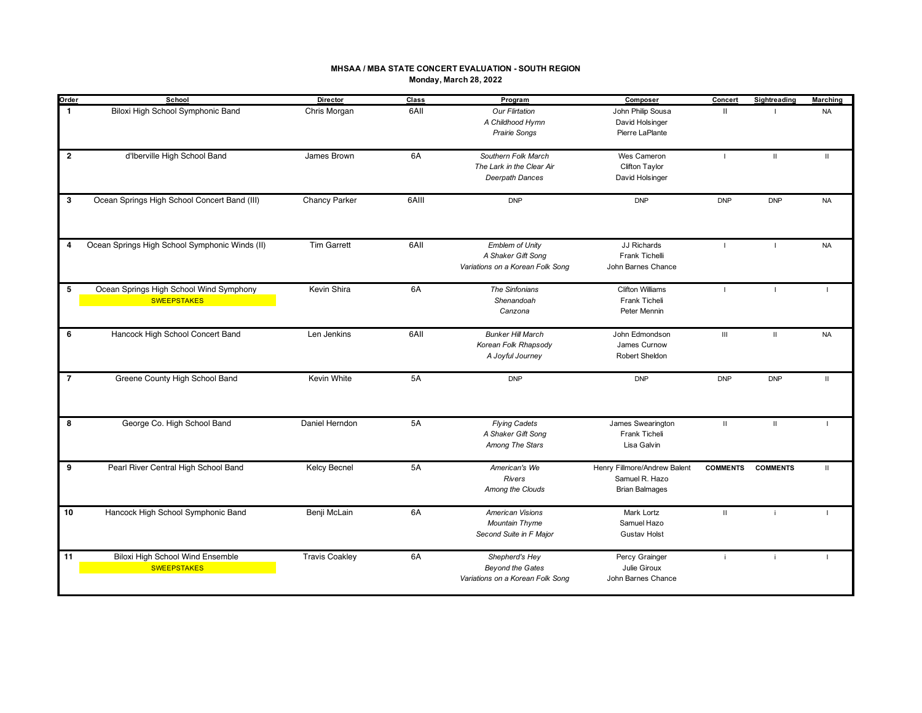**MHSAA / MBA STATE CONCERT EVALUATION - SOUTH REGION**
**Monday, March 28, 2022**

| Order | School | Director | Class | Program | Composer | Concert | Sightreading | Marching |
|---|---|---|---|---|---|---|---|---|
| 1 | Biloxi High School Symphonic Band | Chris Morgan | 6AII | *Our Flirtation*<br>*A Childhood Hymn*<br>*Prairie Songs* | John Philip Sousa<br>David Holsinger<br>Pierre LaPlante | II | I | NA |
| 2 | d'Iberville High School Band | James Brown | 6A | *Southern Folk March*<br>*The Lark in the Clear Air*<br>*Deerpath Dances* | Wes Cameron<br>Clifton Taylor<br>David Holsinger | I | II | II |
| 3 | Ocean Springs High School Concert Band (III) | Chancy Parker | 6AIII | DNP | DNP | DNP | DNP | NA |
| 4 | Ocean Springs High School Symphonic Winds (II) | Tim Garrett | 6AII | *Emblem of Unity*<br>*A Shaker Gift Song*<br>*Variations on a Korean Folk Song* | JJ Richards<br>Frank Tichelli<br>John Barnes Chance | I | I | NA |
| 5 | Ocean Springs High School Wind Symphony<br>SWEEPSTAKES | Kevin Shira | 6A | *The Sinfonians*<br>*Shenandoah*<br>*Canzona* | Clifton Williams<br>Frank Ticheli<br>Peter Mennin | I | I | I |
| 6 | Hancock High School Concert Band | Len Jenkins | 6AII | *Bunker Hill March*<br>*Korean Folk Rhapsody*<br>*A Joyful Journey* | John Edmondson<br>James Curnow<br>Robert Sheldon | III | II | NA |
| 7 | Greene County High School Band | Kevin White | 5A | DNP | DNP | DNP | DNP | II |
| 8 | George Co. High School Band | Daniel Herndon | 5A | *Flying Cadets*<br>*A Shaker Gift Song*<br>*Among The Stars* | James Swearington<br>Frank Ticheli<br>Lisa Galvin | II | II | I |
| 9 | Pearl River Central High School Band | Kelcy Becnel | 5A | *American's We*<br>*Rivers*<br>*Among the Clouds* | Henry Fillmore/Andrew Balent<br>Samuel R. Hazo<br>Brian Balmages | **COMMENTS** | **COMMENTS** | II |
| 10 | Hancock High School Symphonic Band | Benji McLain | 6A | *American Visions*<br>*Mountain Thyme*<br>*Second Suite in F Major* | Mark Lortz<br>Samuel Hazo<br>Gustav Holst | II | i | I |
| 11 | Biloxi High School Wind Ensemble<br>SWEEPSTAKES | Travis Coakley | 6A | *Shepherd's Hey*<br>*Beyond the Gates*<br>*Variations on a Korean Folk Song* | Percy Grainger<br>Julie Giroux<br>John Barnes Chance | i | i | I |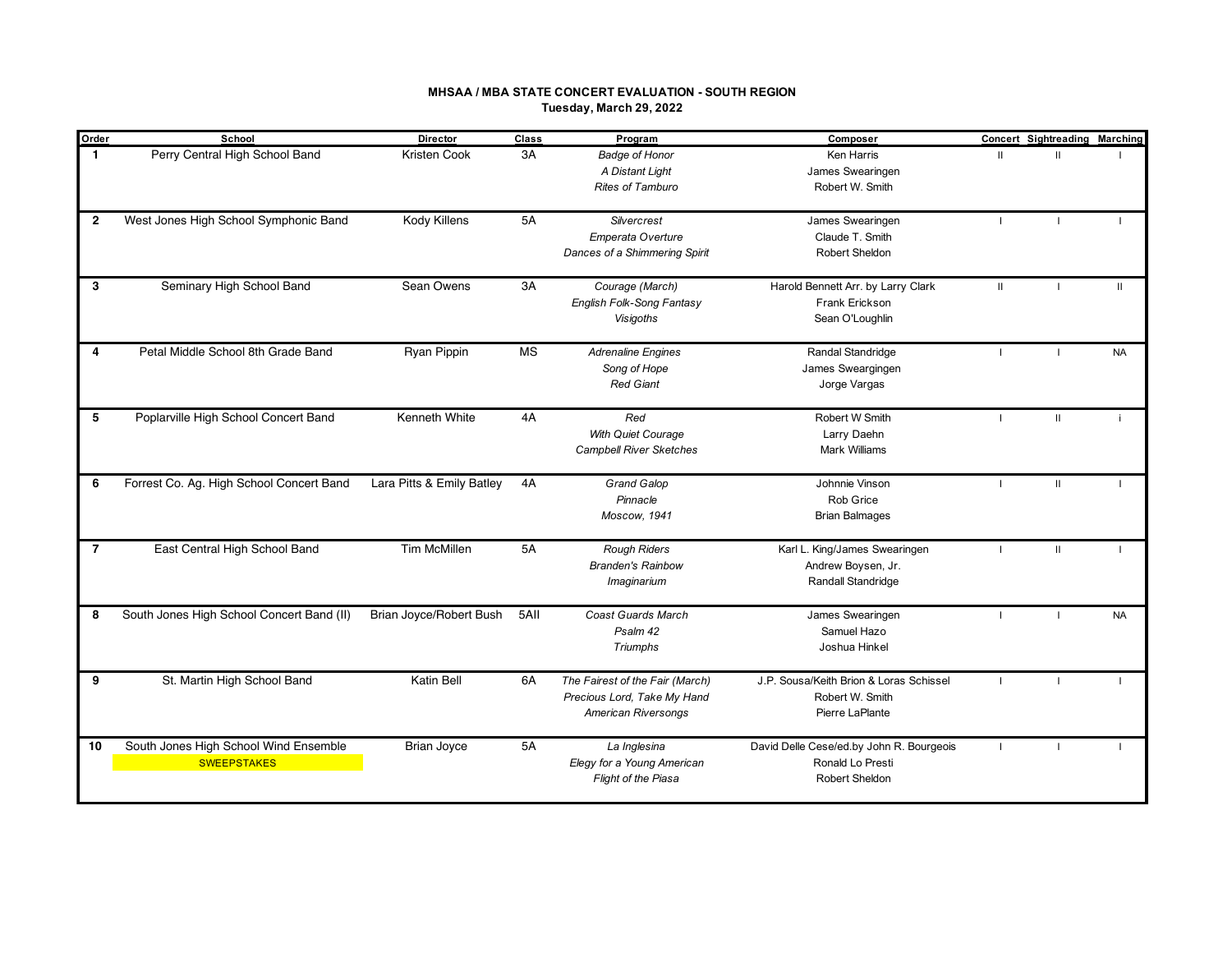**MHSAA / MBA STATE CONCERT EVALUATION - SOUTH REGION**
**Tuesday, March 29, 2022**

| Order | School | Director | Class | Program | Composer | Concert | Sightreading | Marching |
|---|---|---|---|---|---|---|---|---|
| 1 | Perry Central High School Band | Kristen Cook | 3A | *Badge of Honor* | Ken Harris | II | II | I |
| | | | | *A Distant Light* | James Swearingen | | | |
| | | | | *Rites of Tamburo* | Robert W. Smith | | | |
| 2 | West Jones High School Symphonic Band | Kody Killens | 5A | *Silvercrest* | James Swearingen | I | I | I |
| | | | | *Emperata Overture* | Claude T. Smith | | | |
| | | | | *Dances of a Shimmering Spirit* | Robert Sheldon | | | |
| 3 | Seminary High School Band | Sean Owens | 3A | *Courage (March)* | Harold Bennett Arr. by Larry Clark | II | I | II |
| | | | | *English Folk-Song Fantasy* | Frank Erickson | | | |
| | | | | *Visigoths* | Sean O'Loughlin | | | |
| 4 | Petal Middle School 8th Grade Band | Ryan Pippin | MS | *Adrenaline Engines* | Randal Standridge | I | I | NA |
| | | | | *Song of Hope* | James Sweargingen | | | |
| | | | | *Red Giant* | Jorge Vargas | | | |
| 5 | Poplarville High School Concert Band | Kenneth White | 4A | *Red* | Robert W Smith | I | II | i |
| | | | | *With Quiet Courage* | Larry Daehn | | | |
| | | | | *Campbell River Sketches* | Mark Williams | | | |
| 6 | Forrest Co. Ag. High School Concert Band | Lara Pitts & Emily Batley | 4A | *Grand Galop* | Johnnie Vinson | I | II | I |
| | | | | *Pinnacle* | Rob Grice | | | |
| | | | | *Moscow, 1941* | Brian Balmages | | | |
| 7 | East Central High School Band | Tim McMillen | 5A | *Rough Riders* | Karl L. King/James Swearingen | I | II | I |
| | | | | *Branden's Rainbow* | Andrew Boysen, Jr. | | | |
| | | | | *Imaginarium* | Randall Standridge | | | |
| 8 | South Jones High School Concert Band (II) | Brian Joyce/Robert Bush | 5AII | *Coast Guards March* | James Swearingen | I | I | NA |
| | | | | *Psalm 42* | Samuel Hazo | | | |
| | | | | *Triumphs* | Joshua Hinkel | | | |
| 9 | St. Martin High School Band | Katin Bell | 6A | *The Fairest of the Fair (March)* | J.P. Sousa/Keith Brion & Loras Schissel | I | I | I |
| | | | | *Precious Lord, Take My Hand* | Robert W. Smith | | | |
| | | | | *American Riversongs* | Pierre LaPlante | | | |
| 10 | South Jones High School Wind Ensemble | Brian Joyce | 5A | *La Inglesina* | David Delle Cese/ed.by John R. Bourgeois | I | I | I |
| | SWEEPSTAKES | | | *Elegy for a Young American* | Ronald Lo Presti | | | |
| | | | | *Flight of the Piasa* | Robert Sheldon | | | |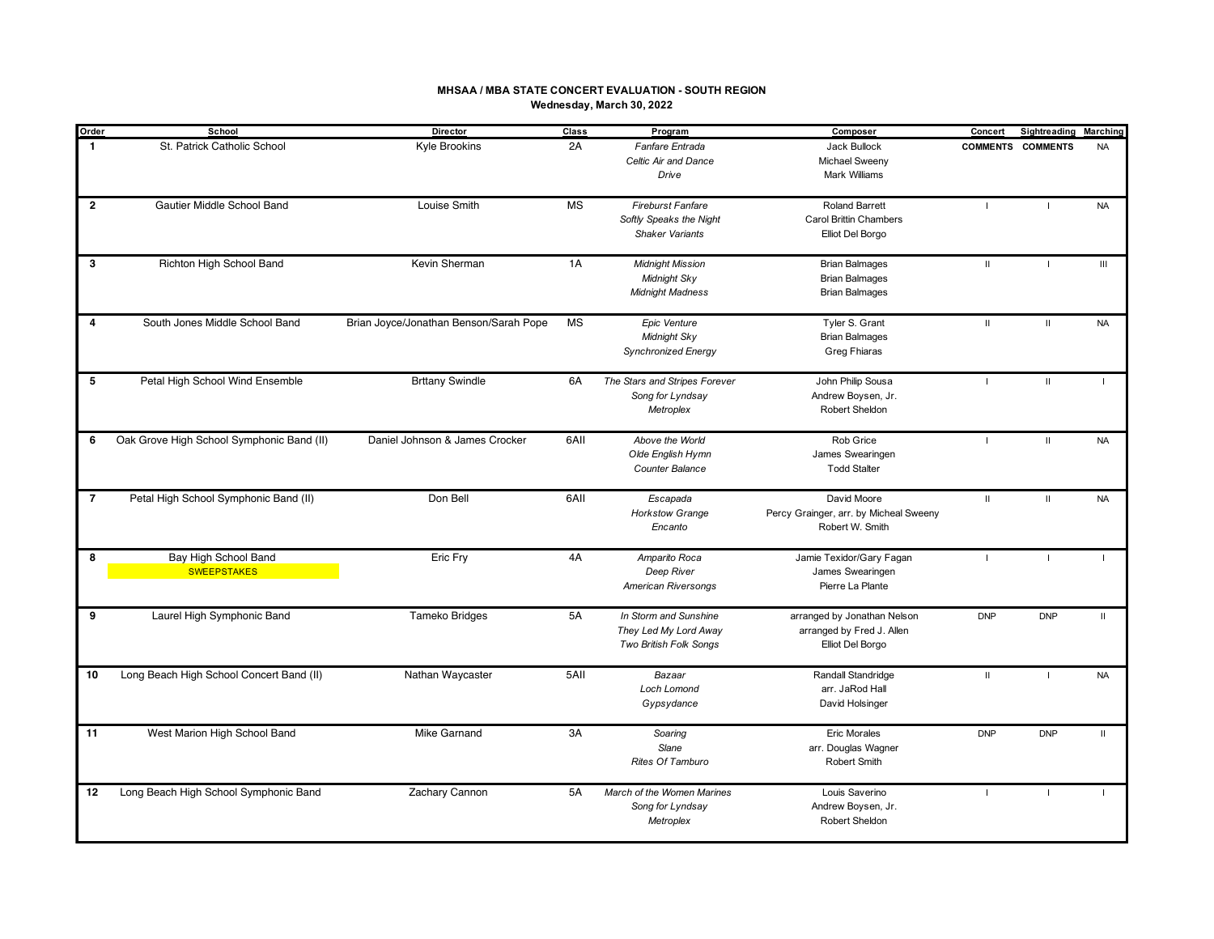**MHSAA / MBA STATE CONCERT EVALUATION - SOUTH REGION**

**Wednesday, March 30, 2022**

| Order | School | Director | Class | Program | Composer | Concert | Sightreading | Marching |
|---|---|---|---|---|---|---|---|---|
| 1 | St. Patrick Catholic School | Kyle Brookins | 2A | *Fanfare Entrada*<br>*Celtic Air and Dance*<br>*Drive* | Jack Bullock<br>Michael Sweeny<br>Mark Williams | COMMENTS | COMMENTS | NA |
| 2 | Gautier Middle School Band | Louise Smith | MS | *Fireburst Fanfare*<br>*Softly Speaks the Night*<br>*Shaker Variants* | Roland Barrett<br>Carol Brittin Chambers<br>Elliot Del Borgo | I | I | NA |
| 3 | Richton High School Band | Kevin Sherman | 1A | *Midnight Mission*<br>*Midnight Sky*<br>*Midnight Madness* | Brian Balmages<br>Brian Balmages<br>Brian Balmages | II | I | III |
| 4 | South Jones Middle School Band | Brian Joyce/Jonathan Benson/Sarah Pope | MS | *Epic Venture*<br>*Midnight Sky*<br>*Synchronized Energy* | Tyler S. Grant<br>Brian Balmages<br>Greg Fhiaras | II | II | NA |
| 5 | Petal High School Wind Ensemble | Brttany Swindle | 6A | *The Stars and Stripes Forever*<br>*Song for Lyndsay*<br>*Metroplex* | John Philip Sousa<br>Andrew Boysen, Jr.<br>Robert Sheldon | I | II | I |
| 6 | Oak Grove High School Symphonic Band (II) | Daniel Johnson & James Crocker | 6AII | *Above the World*<br>*Olde English Hymn*<br>*Counter Balance* | Rob Grice<br>James Swearingen<br>Todd Stalter | I | II | NA |
| 7 | Petal High School Symphonic Band (II) | Don Bell | 6AII | *Escapada*<br>*Horkstow Grange*<br>*Encanto* | David Moore<br>Percy Grainger, arr. by Micheal Sweeny<br>Robert W. Smith | II | II | NA |
| 8 | Bay High School Band<br>SWEEPSTAKES | Eric Fry | 4A | *Amparito Roca*<br>*Deep River*<br>*American Riversongs* | Jamie Texidor/Gary Fagan<br>James Swearingen<br>Pierre La Plante | I | I | I |
| 9 | Laurel High Symphonic Band | Tameko Bridges | 5A | *In Storm and Sunshine*<br>*They Led My Lord Away*<br>*Two British Folk Songs* | arranged by Jonathan Nelson<br>arranged by Fred J. Allen<br>Elliot Del Borgo | DNP | DNP | II |
| 10 | Long Beach High School Concert Band (II) | Nathan Waycaster | 5AII | *Bazaar*<br>*Loch Lomond*<br>*Gypsydance* | Randall Standridge<br>arr. JaRod Hall<br>David Holsinger | II | I | NA |
| 11 | West Marion High School Band | Mike Garnand | 3A | *Soaring*<br>*Slane*<br>*Rites Of Tamburo* | Eric Morales<br>arr. Douglas Wagner<br>Robert Smith | DNP | DNP | II |
| 12 | Long Beach High School Symphonic Band | Zachary Cannon | 5A | *March of the Women Marines*<br>*Song for Lyndsay*<br>*Metroplex* | Louis Saverino<br>Andrew Boysen, Jr.<br>Robert Sheldon | I | I | I |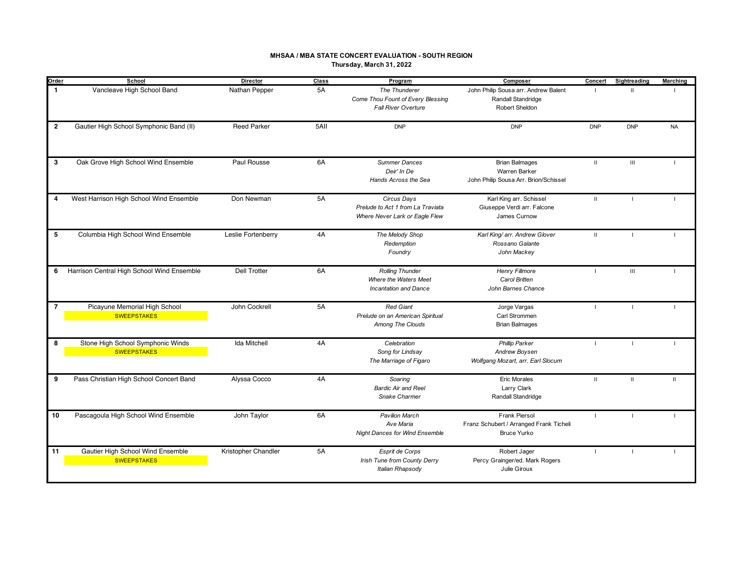**MHSAA / MBA STATE CONCERT EVALUATION - SOUTH REGION**

**Thursday, March 31, 2022**

| Order | School | Director | Class | Program | Composer | Concert | Sightreading | Marching |
|---|---|---|---|---|---|---|---|---|
| 1 | Vancleave High School Band | Nathan Pepper | 5A | *The Thunderer*<br>*Come Thou Fount of Every Blessing*<br>*Fall River Overture* | John Philip Sousa arr. Andrew Balent<br>Randall Standridge<br>Robert Sheldon | I | II | I |
| 2 | Gautier High School Symphonic Band (II) | Reed Parker | 5AII | DNP | DNP | DNP | DNP | NA |
| 3 | Oak Grove High School Wind Ensemble | Paul Rousse | 6A | *Summer Dances*<br>*Deir' In De*<br>*Hands Across the Sea* | Brian Balmages<br>Warren Barker<br>John Philip Sousa Arr. Brion/Schissel | II | III | I |
| 4 | West Harrison High School Wind Ensemble | Don Newman | 5A | *Circus Days*<br>*Prelude to Act 1 from La Traviata*<br>*Where Never Lark or Eagle Flew* | Karl King arr. Schissel<br>Giuseppe Verdi arr. Falcone<br>James Curnow | II | I | I |
| 5 | Columbia High School Wind Ensemble | Leslie Fortenberry | 4A | *The Melody Shop*<br>*Redemption*<br>*Foundry* | *Karl King/ arr. Andrew Glover*<br>*Rossano Galante*<br>*John Mackey* | II | I | I |
| 6 | Harrison Central High School Wind Ensemble | Dell Trotter | 6A | *Rolling Thunder*<br>*Where the Waters Meet*<br>*Incantation and Dance* | *Henry Fillmore*<br>*Carol Britten*<br>*John Barnes Chance* | I | III | I |
| 7 | Picayune Memorial High School<br>SWEEPSTAKES | John Cockrell | 5A | *Red Giant*<br>*Prelude on an American Spiritual*<br>*Among The Clouds* | Jorge Vargas<br>Carl Strommen<br>Brian Balmages | I | I | I |
| 8 | Stone High School Symphonic Winds<br>SWEEPSTAKES | Ida Mitchell | 4A | *Celebration*<br>*Song for Lindsay*<br>*The Marriage of Figaro* | *Phillip Parker*<br>*Andrew Boysen*<br>*Wolfgang Mozart, arr. Earl Slocum* | I | I | I |
| 9 | Pass Christian High School Concert Band | Alyssa Cocco | 4A | *Soaring*<br>*Bardic Air and Reel*<br>*Snake Charmer* | Eric Morales<br>Larry Clark<br>Randall Standridge | II | II | II |
| 10 | Pascagoula High School Wind Ensemble | John Taylor | 6A | *Pavilion March*<br>*Ave Maria*<br>*Night Dances for Wind Ensemble* | Frank Piersol<br>Franz Schubert / Arranged Frank Ticheli<br>Bruce Yurko | I | I | I |
| 11 | Gautier High School Wind Ensemble<br>SWEEPSTAKES | Kristopher Chandler | 5A | *Esprit de Corps*<br>*Irish Tune from County Derry*<br>*Italian Rhapsody* | Robert Jager<br>Percy Grainger/ed. Mark Rogers<br>Julie Giroux | I | I | I |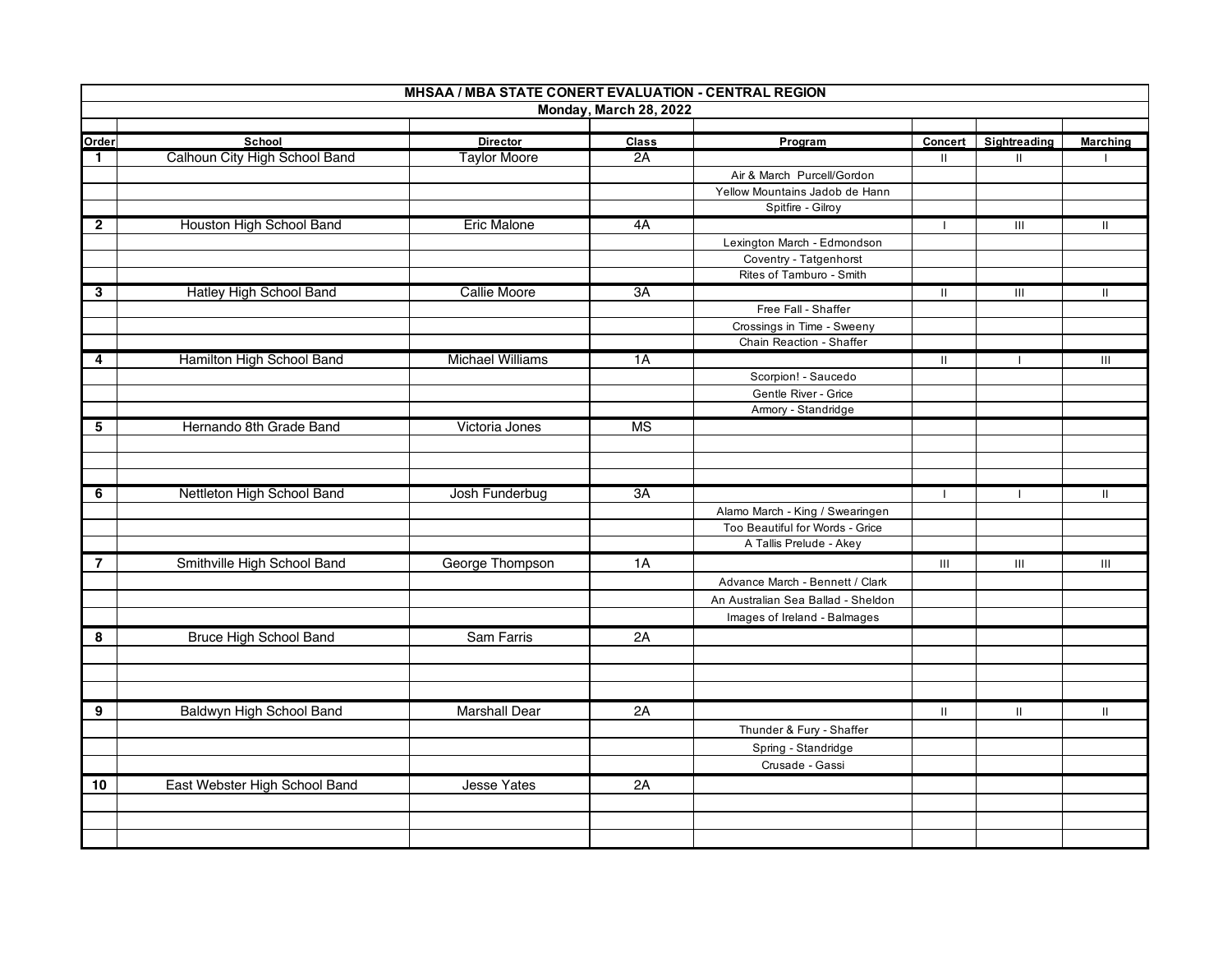| MHSAA / MBA STATE CONERT EVALUATION - CENTRAL REGION | | | | | | | |
|---|---|---|---|---|---|---|---|
| Monday, March 28, 2022 | | | | | | | |
| **Order** | **School** | **Director** | **Class** | **Program** | **Concert** | **Sightreading** | **Marching** |
| 1 | Calhoun City High School Band | Taylor Moore | 2A | | II | II | I |
| | | | | Air & March Purcell/Gordon | | | |
| | | | | Yellow Mountains Jadob de Hann | | | |
| | | | | Spitfire - Gilroy | | | |
| 2 | Houston High School Band | Eric Malone | 4A | | I | III | II |
| | | | | Lexington March - Edmondson | | | |
| | | | | Coventry - Tatgenhorst | | | |
| | | | | Rites of Tamburo - Smith | | | |
| 3 | Hatley High School Band | Callie Moore | 3A | | II | III | II |
| | | | | Free Fall - Shaffer | | | |
| | | | | Crossings in Time - Sweeny | | | |
| | | | | Chain Reaction - Shaffer | | | |
| 4 | Hamilton High School Band | Michael Williams | 1A | | II | I | III |
| | | | | Scorpion! - Saucedo | | | |
| | | | | Gentle River - Grice | | | |
| | | | | Armory - Standridge | | | |
| 5 | Hernando 8th Grade Band | Victoria Jones | MS | | | | |
| | | | | | | | |
| | | | | | | | |
| | | | | | | | |
| 6 | Nettleton High School Band | Josh Funderbug | 3A | | I | I | II |
| | | | | Alamo March - King / Swearingen | | | |
| | | | | Too Beautiful for Words - Grice | | | |
| | | | | A Tallis Prelude - Akey | | | |
| 7 | Smithville High School Band | George Thompson | 1A | | III | III | III |
| | | | | Advance March - Bennett / Clark | | | |
| | | | | An Australian Sea Ballad - Sheldon | | | |
| | | | | Images of Ireland - Balmages | | | |
| 8 | Bruce High School Band | Sam Farris | 2A | | | | |
| | | | | | | | |
| | | | | | | | |
| | | | | | | | |
| 9 | Baldwyn High School Band | Marshall Dear | 2A | | II | II | II |
| | | | | Thunder & Fury - Shaffer | | | |
| | | | | Spring - Standridge | | | |
| | | | | Crusade - Gassi | | | |
| 10 | East Webster High School Band | Jesse Yates | 2A | | | | |
| | | | | | | | |
| | | | | | | | |
| | | | | | | | |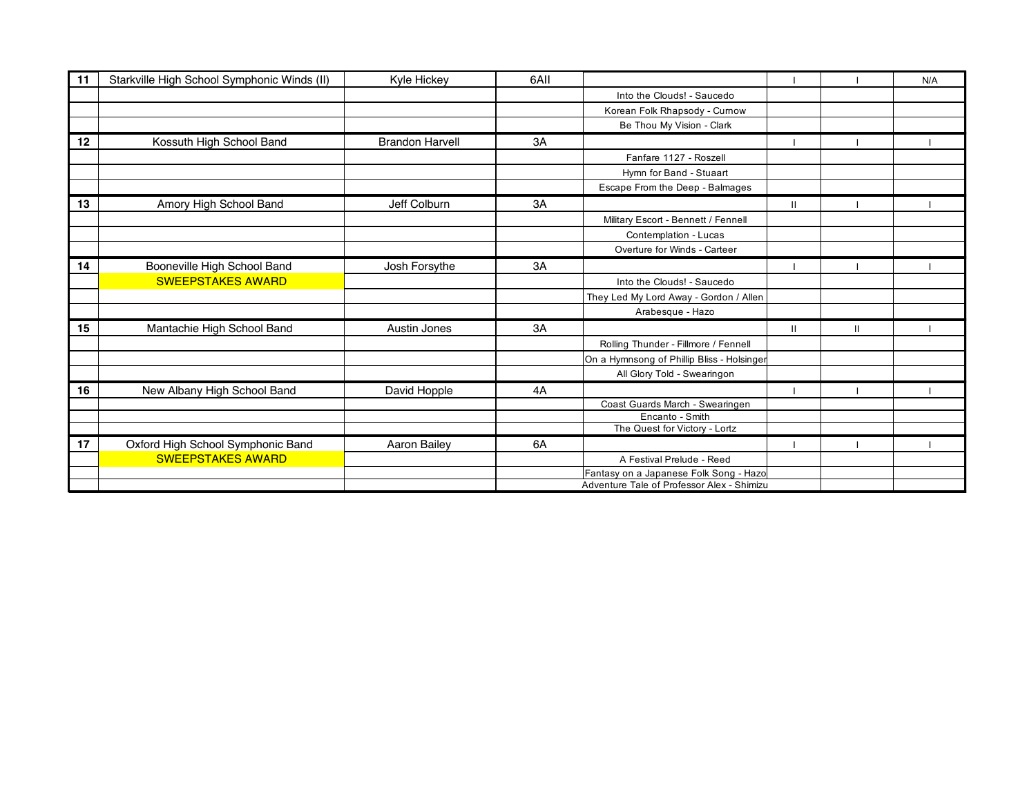| 11 | Starkville High School Symphonic Winds (II) | Kyle Hickey | 6AII | | I | I | N/A |
|---|---|---|---|---|---|---|---|
| | | | | Into the Clouds! - Saucedo | | | |
| | | | | Korean Folk Rhapsody - Curnow | | | |
| | | | | Be Thou My Vision - Clark | | | |
| 12 | Kossuth High School Band | Brandon Harvell | 3A | | I | I | I |
| | | | | Fanfare 1127 - Roszell | | | |
| | | | | Hymn for Band - Stuaart | | | |
| | | | | Escape From the Deep - Balmages | | | |
| 13 | Amory High School Band | Jeff Colburn | 3A | | II | I | I |
| | | | | Military Escort - Bennett / Fennell | | | |
| | | | | Contemplation - Lucas | | | |
| | | | | Overture for Winds - Carteer | | | |
| 14 | Booneville High School Band | Josh Forsythe | 3A | | I | I | I |
| | SWEEPSTAKES AWARD | | | Into the Clouds! - Saucedo | | | |
| | | | | They Led My Lord Away - Gordon / Allen | | | |
| | | | | Arabesque - Hazo | | | |
| 15 | Mantachie High School Band | Austin Jones | 3A | | II | II | I |
| | | | | Rolling Thunder - Fillmore / Fennell | | | |
| | | | | On a Hymnsong of Phillip Bliss - Holsinger | | | |
| | | | | All Glory Told - Swearingon | | | |
| 16 | New Albany High School Band | David Hopple | 4A | | I | I | I |
| | | | | Coast Guards March - Swearingen | | | |
| | | | | Encanto - Smith | | | |
| | | | | The Quest for Victory - Lortz | | | |
| 17 | Oxford High School Symphonic Band | Aaron Bailey | 6A | | I | I | I |
| | SWEEPSTAKES AWARD | | | A Festival Prelude - Reed | | | |
| | | | | Fantasy on a Japanese Folk Song - Hazo | | | |
| | | | | Adventure Tale of Professor Alex - Shimizu | | | |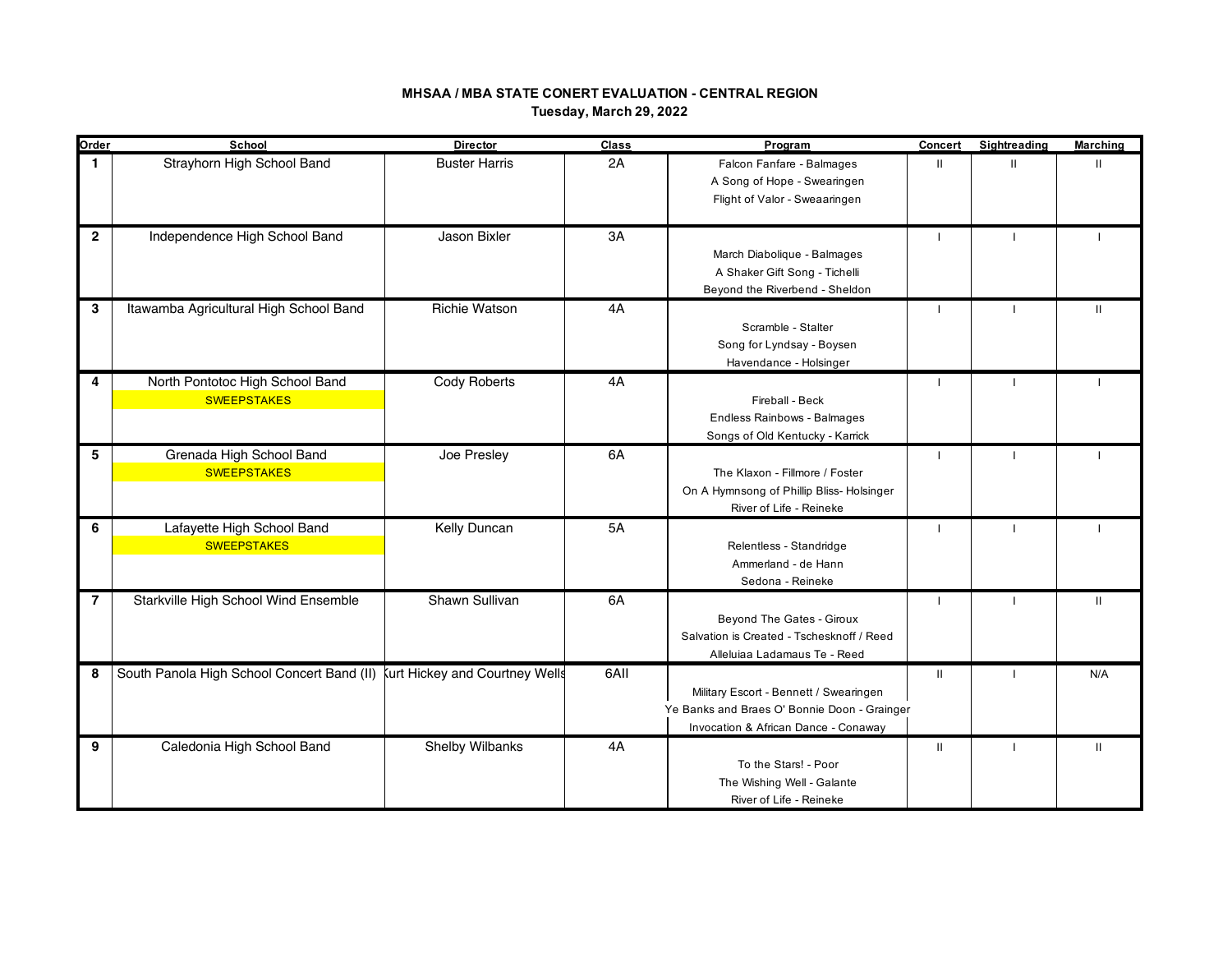**MHSAA / MBA STATE CONERT EVALUATION - CENTRAL REGION**

**Tuesday, March 29, 2022**

| Order | School | Director | Class | Program | Concert | Sightreading | Marching |
|---|---|---|---|---|---|---|---|
| 1 | Strayhorn High School Band | Buster Harris | 2A | Falcon Fanfare - Balmages<br>A Song of Hope - Swearingen<br>Flight of Valor - Sweaaringen | II | II | II |
| 2 | Independence High School Band | Jason Bixler | 3A | March Diabolique - Balmages<br>A Shaker Gift Song - Tichelli<br>Beyond the Riverbend - Sheldon | I | I | I |
| 3 | Itawamba Agricultural High School Band | Richie Watson | 4A | Scramble - Stalter<br>Song for Lyndsay - Boysen<br>Havendance - Holsinger | I | I | II |
| 4 | North Pontotoc High School Band<br>SWEEPSTAKES | Cody Roberts | 4A | Fireball - Beck<br>Endless Rainbows - Balmages<br>Songs of Old Kentucky - Karrick | I | I | I |
| 5 | Grenada High School Band<br>SWEEPSTAKES | Joe Presley | 6A | The Klaxon - Fillmore / Foster<br>On A Hymnsong of Phillip Bliss- Holsinger<br>River of Life - Reineke | I | I | I |
| 6 | Lafayette High School Band<br>SWEEPSTAKES | Kelly Duncan | 5A | Relentless - Standridge<br>Ammerland - de Hann<br>Sedona - Reineke | I | I | I |
| 7 | Starkville High School Wind Ensemble | Shawn Sullivan | 6A | Beyond The Gates - Giroux<br>Salvation is Created - Tschesknoff / Reed<br>Alleluiaa Ladamaus Te - Reed | I | I | II |
| 8 | South Panola High School Concert Band (II) | Kurt Hickey and Courtney Wells | 6AII | Military Escort - Bennett / Swearingen<br>Ye Banks and Braes O' Bonnie Doon - Grainger<br>Invocation & African Dance - Conaway | II | I | N/A |
| 9 | Caledonia High School Band | Shelby Wilbanks | 4A | To the Stars! - Poor<br>The Wishing Well - Galante<br>River of Life - Reineke | II | I | II |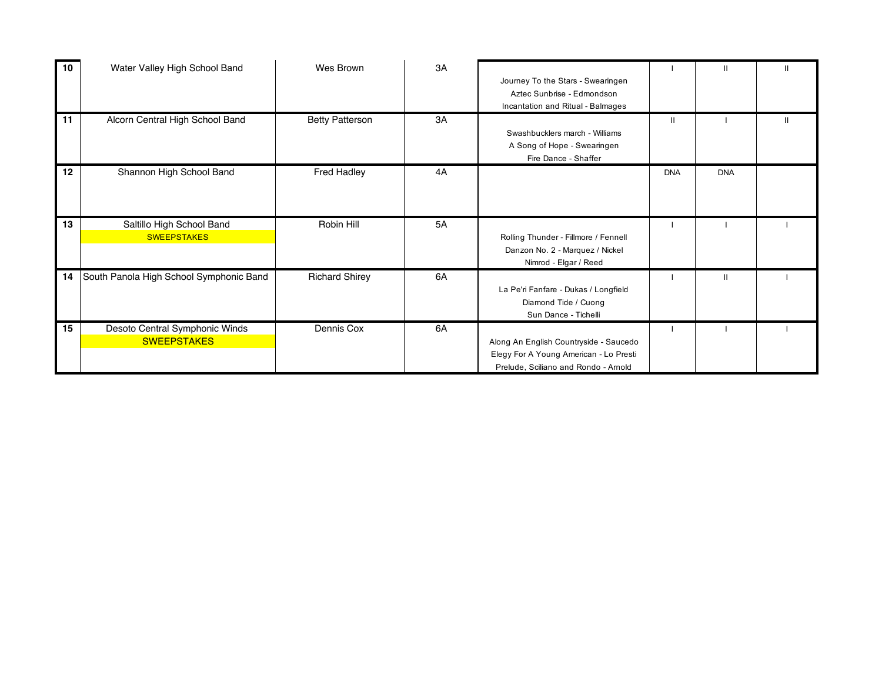| 10 | Water Valley High School Band | Wes Brown | 3A | Journey To the Stars - Swearingen<br>Aztec Sunbrise - Edmondson<br>Incantation and Ritual - Balmages | I | II | II |
|---|---|---|---|---|---|---|---|
| 11 | Alcorn Central High School Band | Betty Patterson | 3A | Swashbucklers march - Williams<br>A Song of Hope - Swearingen<br>Fire Dance - Shaffer | II | I | II |
| 12 | Shannon High School Band | Fred Hadley | 4A | | DNA | DNA | |
| 13 | Saltillo High School Band<br>SWEEPSTAKES | Robin Hill | 5A | Rolling Thunder - Fillmore / Fennell<br>Danzon No. 2 - Marquez / Nickel<br>Nimrod - Elgar / Reed | I | I | I |
| 14 | South Panola High School Symphonic Band | Richard Shirey | 6A | La Pe'ri Fanfare - Dukas / Longfield<br>Diamond Tide / Cuong<br>Sun Dance - Tichelli | I | II | I |
| 15 | Desoto Central Symphonic Winds<br>SWEEPSTAKES | Dennis Cox | 6A | Along An English Countryside - Saucedo<br>Elegy For A Young American - Lo Presti<br>Prelude, Sciliano and Rondo - Arnold | I | I | I |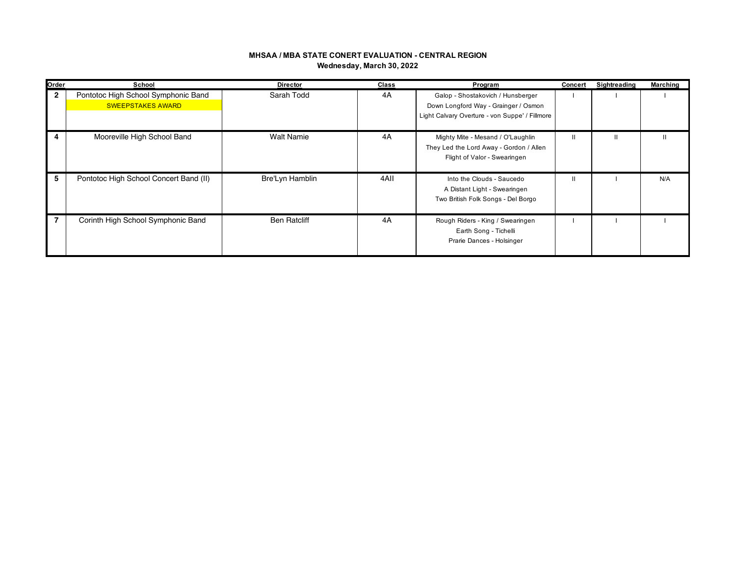**MHSAA / MBA STATE CONERT EVALUATION - CENTRAL REGION**

**Wednesday, March 30, 2022**

| Order | School | Director | Class | Program | Concert | Sightreading | Marching |
|---|---|---|---|---|---|---|---|
| 2 | Pontotoc High School Symphonic Band<br>SWEEPSTAKES AWARD | Sarah Todd | 4A | Galop - Shostakovich / Hunsberger<br>Down Longford Way - Grainger / Osmon<br>Light Calvary Overture - von Suppe' / Fillmore | I | I | I |
| 4 | Mooreville High School Band | Walt Namie | 4A | Mighty Mite - Mesand / O'Laughlin<br>They Led the Lord Away - Gordon / Allen<br>Flight of Valor - Swearingen | II | II | II |
| 5 | Pontotoc High School Concert Band (II) | Bre'Lyn Hamblin | 4AII | Into the Clouds - Saucedo<br>A Distant Light - Swearingen<br>Two British Folk Songs - Del Borgo | II | I | N/A |
| 7 | Corinth High School Symphonic Band | Ben Ratcliff | 4A | Rough Riders - King / Swearingen<br>Earth Song - Tichelli<br>Prarie Dances - Holsinger | I | I | I |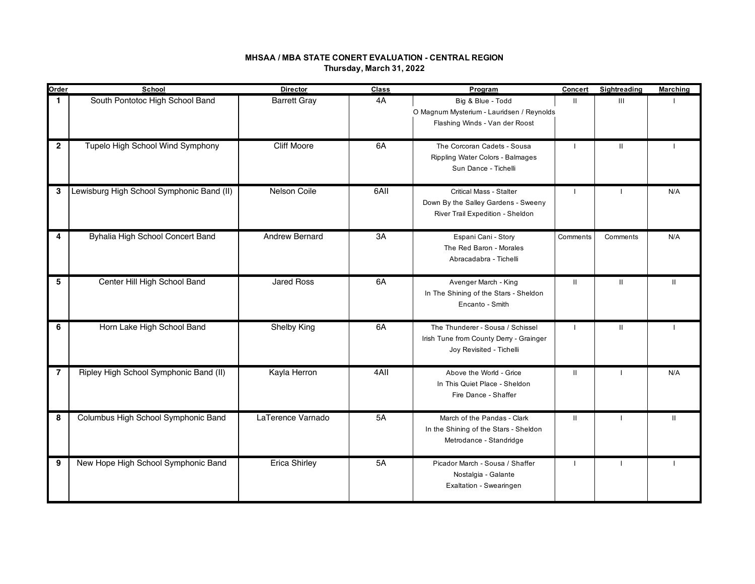**MHSAA / MBA STATE CONERT EVALUATION - CENTRAL REGION**
**Thursday, March 31, 2022**

| Order | School | Director | Class | Program | Concert | Sightreading | Marching |
|---|---|---|---|---|---|---|---|
| 1 | South Pontotoc High School Band | Barrett Gray | 4A | Big & Blue - Todd<br>O Magnum Mysterium - Lauridsen / Reynolds<br>Flashing Winds - Van der Roost | II | III | I |
| 2 | Tupelo High School Wind Symphony | Cliff Moore | 6A | The Corcoran Cadets - Sousa<br>Rippling Water Colors - Balmages<br>Sun Dance - Tichelli | I | II | I |
| 3 | Lewisburg High School Symphonic Band (II) | Nelson Coile | 6AII | Critical Mass - Stalter<br>Down By the Salley Gardens - Sweeny<br>River Trail Expedition - Sheldon | I | I | N/A |
| 4 | Byhalia High School Concert Band | Andrew Bernard | 3A | Espani Cani - Story<br>The Red Baron - Morales<br>Abracadabra - Tichelli | Comments | Comments | N/A |
| 5 | Center Hill High School Band | Jared Ross | 6A | Avenger March - King<br>In The Shining of the Stars - Sheldon<br>Encanto - Smith | II | II | II |
| 6 | Horn Lake High School Band | Shelby King | 6A | The Thunderer - Sousa / Schissel<br>Irish Tune from County Derry - Grainger<br>Joy Revisited - Tichelli | I | II | I |
| 7 | Ripley High School Symphonic Band (II) | Kayla Herron | 4AII | Above the World - Grice<br>In This Quiet Place - Sheldon<br>Fire Dance - Shaffer | II | I | N/A |
| 8 | Columbus High School Symphonic Band | LaTerence Varnado | 5A | March of the Pandas - Clark<br>In the Shining of the Stars - Sheldon<br>Metrodance - Standridge | II | I | II |
| 9 | New Hope High School Symphonic Band | Erica Shirley | 5A | Picador March - Sousa / Shaffer<br>Nostalgia - Galante<br>Exaltation - Swearingen | I | I | I |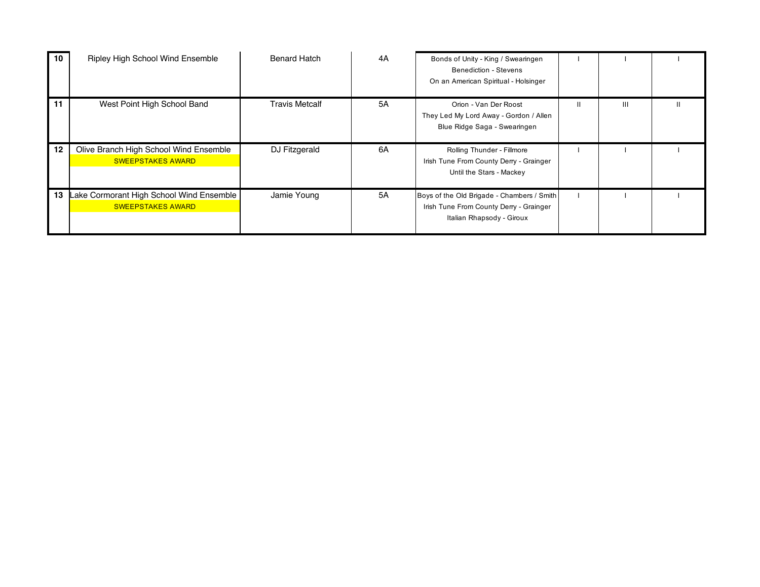| | | | | | | | |
|---|---|---|---|---|---|---|---|
| 10 | Ripley High School Wind Ensemble | Benard Hatch | 4A | Bonds of Unity - King / Swearingen<br>Benediction - Stevens<br>On an American Spiritual - Holsinger | I | I | I |
| 11 | West Point High School Band | Travis Metcalf | 5A | Orion - Van Der Roost<br>They Led My Lord Away - Gordon / Allen<br>Blue Ridge Saga - Swearingen | II | III | II |
| 12 | Olive Branch High School Wind Ensemble<br>SWEEPSTAKES AWARD | DJ Fitzgerald | 6A | Rolling Thunder - Fillmore<br>Irish Tune From County Derry - Grainger<br>Until the Stars - Mackey | I | I | I |
| 13 | Lake Cormorant High School Wind Ensemble<br>SWEEPSTAKES AWARD | Jamie Young | 5A | Boys of the Old Brigade - Chambers / Smith<br>Irish Tune From County Derry - Grainger<br>Italian Rhapsody - Giroux | I | I | I |